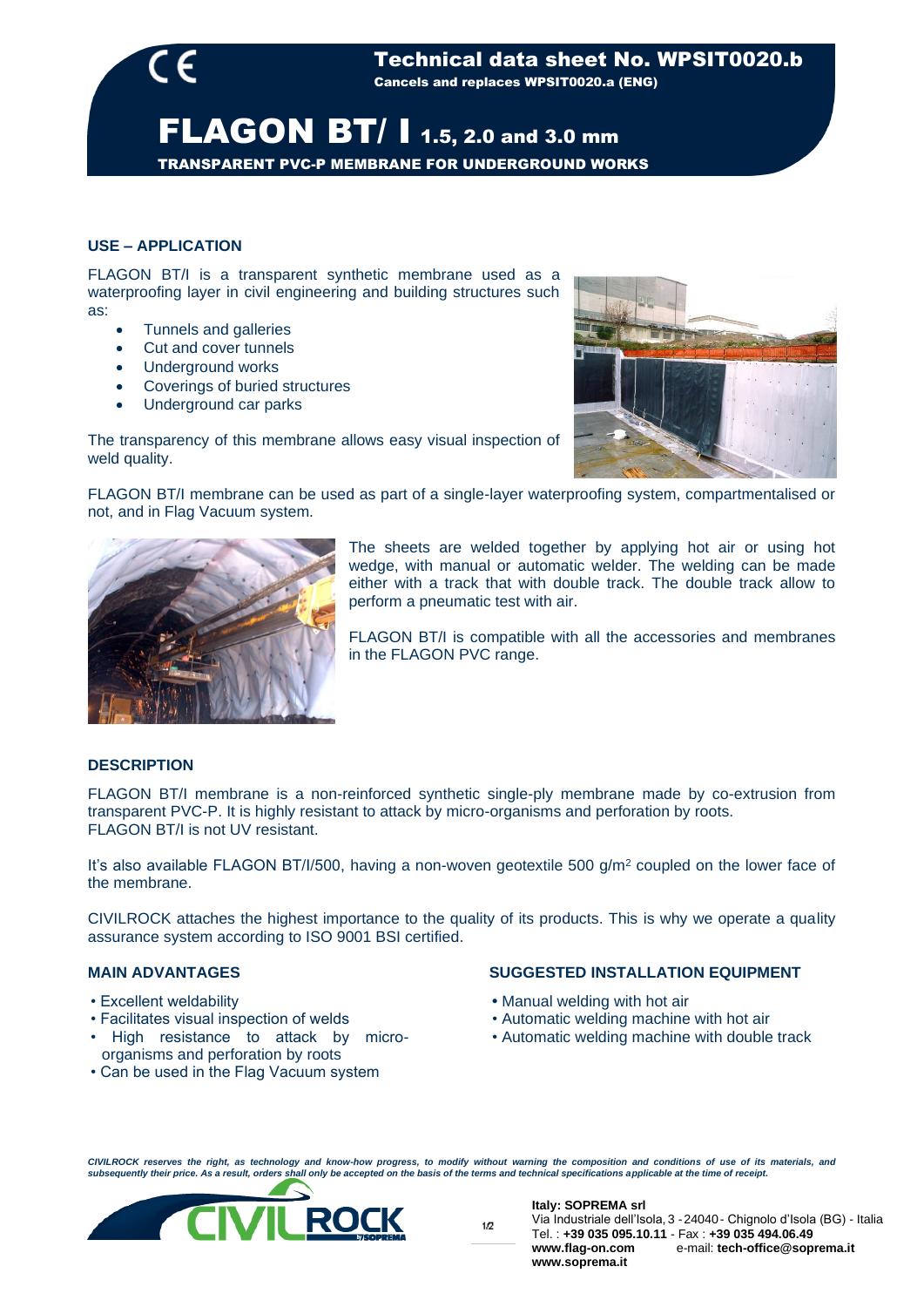# Technical data sheet No. WPSIT0020.b

**Cancels and replaces WPSIT0020.a (ENG)**

# FLAGON BT/ I 1.5, 2.0 and 3.0 mm

**TRANSPARENT PVC-P MEMBRANE FOR UNDERGROUND WORKS**

## USE – APPLICATION

FLAGON BT/I is a transparent synthetic membrane used as a waterproofing layer in civil engineering and building structures such as:

- Tunnels and galleries
- Cut and cover tunnels
- Underground works
- Coverings of buried structures
- Underground car parks

The transparency of this membrane allows easy visual inspection of weld quality.

FLAGON BT/I membrane can be used as part of a single-layer waterproofing system, compartmentalised or not, and in Flag Vacuum system.

The sheets are welded together by applying hot air or using hot wedge, with manual or automatic welder. The welding can be made either with a track that with double track. The double track allow to perform a pneumatic test with air.

FLAGON BT/I is compatible with all the accessories and membranes in the FLAGON PVC range.

## DESCRIPTION

FLAGON BT/I membrane is a non-reinforced synthetic single-ply membrane made by co-extrusion from transparent PVC-P. It is highly resistant to attack by micro-organisms and perforation by roots.
FLAGON BT/I is not UV resistant.

It's also available FLAGON BT/I/500, having a non-woven geotextile 500 g/m$^2$ coupled on the lower face of the membrane.

CIVILROCK attaches the highest importance to the quality of its products. This is why we operate a quality assurance system according to ISO 9001 BSI certified.

## MAIN ADVANTAGES

- Excellent weldability
- Facilitates visual inspection of welds
- High resistance to attack by micro-organisms and perforation by roots
- Can be used in the Flag Vacuum system

## SUGGESTED INSTALLATION EQUIPMENT

- Manual welding with hot air
- Automatic welding machine with hot air
- Automatic welding machine with double track

*CIVILROCK reserves the right, as technology and know-how progress, to modify without warning the composition and conditions of use of its materials, and subsequently their price. As a result, orders shall only be accepted on the basis of the terms and technical specifications applicable at the time of receipt.*

**Italy: SOPREMA srl**
Via Industriale dell'Isola, 3 - 24040 - Chignolo d'Isola (BG) - Italia
Tel. : **+39 035 095.10.11** - Fax : **+39 035 494.06.49**
**www.flag-on.com** e-mail: **tech-office@soprema.it**
**www.soprema.it**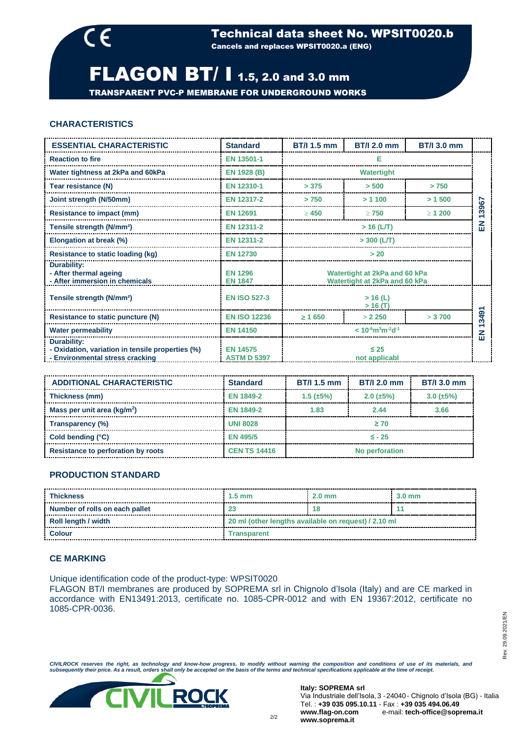# Technical data sheet No. WPSIT0020.b

Cancels and replaces WPSIT0020.a (ENG)

# FLAGON BT/ I 1.5, 2.0 and 3.0 mm

TRANSPARENT PVC-P MEMBRANE FOR UNDERGROUND WORKS

## CHARACTERISTICS

| ESSENTIAL CHARACTERISTIC | Standard | BT/I 1.5 mm | BT/I 2.0 mm | BT/I 3.0 mm | |
|---|---|---|---|---|---|
| Reaction to fire | EN 13501-1 | E | | | EN 13967 |
| Water tightness at 2kPa and 60kPa | EN 1928 (B) | Watertight | | | |
| Tear resistance (N) | EN 12310-1 | > 375 | > 500 | > 750 | |
| Joint strength (N/50mm) | EN 12317-2 | > 750 | > 1 100 | > 1 500 | |
| Resistance to impact (mm) | EN 12691 | ≥ 450 | ≥ 750 | ≥ 1 200 | |
| Tensile strength (N/mm²) | EN 12311-2 | > 16 (L/T) | | | |
| Elongation at break (%) | EN 12311-2 | > 300 (L/T) | | | |
| Resistance to static loading (kg) | EN 12730 | > 20 | | | |
| Durability:<br>- After thermal ageing<br>- After immersion in chemicals | EN 1296<br>EN 1847 | Watertight at 2kPa and 60 kPa<br>Watertight at 2kPa and 60 kPa | | | |
| Tensile strength (N/mm²) | EN ISO 527-3 | > 16 (L)<br>> 16 (T) | | | EN 13491 |
| Resistance to static puncture (N) | EN ISO 12236 | ≥ 1 650 | > 2 250 | > 3 700 | |
| Water permeability | EN 14150 | $< 10^{-6} m^3 m^{-2} d^{-1}$ | | | |
| Durability:<br>- Oxidation, variation in tensile properties (%)<br>- Environmental stress cracking | EN 14575<br>ASTM D 5397 | ≤ 25<br>not applicabl | | | |

| ADDITIONAL CHARACTERISTIC | Standard | BT/I 1.5 mm | BT/I 2.0 mm | BT/I 3.0 mm |
|---|---|---|---|---|
| Thickness (mm) | EN 1849-2 | 1.5 (±5%) | 2.0 (±5%) | 3.0 (±5%) |
| Mass per unit area (kg/m²) | EN 1849-2 | 1.83 | 2.44 | 3.66 |
| Transparency (%) | UNI 8028 | ≥ 70 | | |
| Cold bending (°C) | EN 495/5 | ≤ - 25 | | |
| Resistance to perforation by roots | CEN TS 14416 | No perforation | | |

## PRODUCTION STANDARD

| Thickness | 1.5 mm | 2.0 mm | 3.0 mm |
|---|---|---|---|
| Number of rolls on each pallet | 23 | 18 | 11 |
| Roll length / width | 20 ml (other lengths available on request) / 2.10 ml | | |
| Colour | Transparent | | |

## CE MARKING

Unique identification code of the product-type: WPSIT0020

FLAGON BT/I membranes are produced by SOPREMA srl in Chignolo d'Isola (Italy) and are CE marked in accordance with EN13491:2013, certificate no. 1085-CPR-0012 and with EN 19367:2012, certificate no 1085-CPR-0036.

Rev. 29.09.2021/EN

*CIVILROCK reserves the right, as technology and know-how progress, to modify without warning the composition and conditions of use of its materials, and subsequently their price. As a result, orders shall only be accepted on the basis of the terms and technical specifications applicable at the time of receipt.*

**Italy: SOPREMA srl**
Via Industriale dell'Isola, 3 - 24040 - Chignolo d'Isola (BG) - Italia
Tel. : **+39 035 095.10.11** - Fax : **+39 035 494.06.49**
**www.flag-on.com** e-mail: **tech-office@soprema.it**
**www.soprema.it**